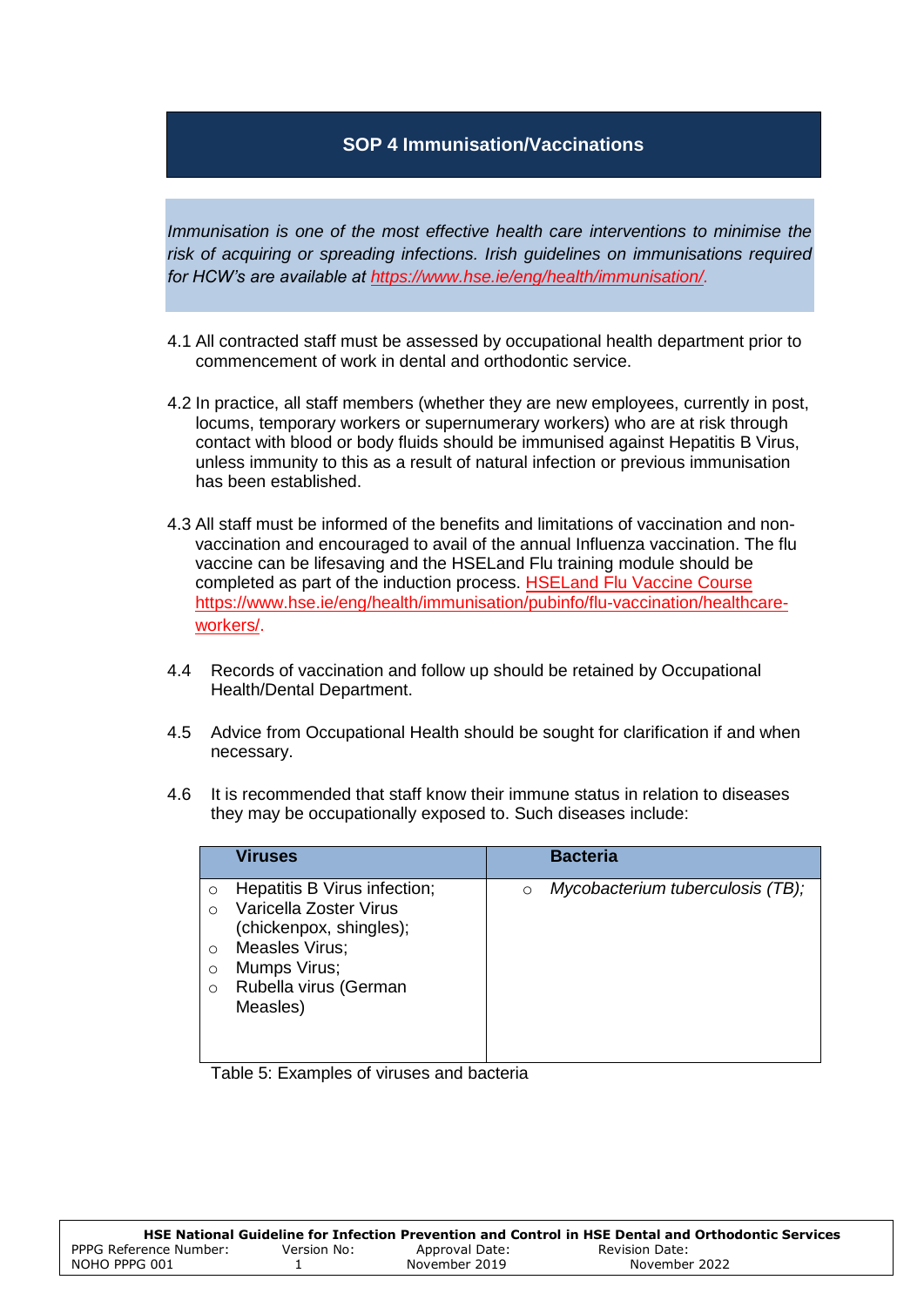# SOP 4 Immunisation/Vaccinations

*Immunisation is one of the most effective health care interventions to minimise the risk of acquiring or spreading infections. Irish guidelines on immunisations required for HCW's are available at [https://www.hse.ie/eng/health/immunisation/](https://www.hse.ie/eng/health/immunisation/).*

4.1 All contracted staff must be assessed by occupational health department prior to commencement of work in dental and orthodontic service.

4.2 In practice, all staff members (whether they are new employees, currently in post, locums, temporary workers or supernumerary workers) who are at risk through contact with blood or body fluids should be immunised against Hepatitis B Virus, unless immunity to this as a result of natural infection or previous immunisation has been established.

4.3 All staff must be informed of the benefits and limitations of vaccination and non-vaccination and encouraged to avail of the annual Influenza vaccination. The flu vaccine can be lifesaving and the HSELand Flu training module should be completed as part of the induction process. HSELand Flu Vaccine Course [https://www.hse.ie/eng/health/immunisation/pubinfo/flu-vaccination/healthcare-workers/](https://www.hse.ie/eng/health/immunisation/pubinfo/flu-vaccination/healthcare-workers/).

4.4 Records of vaccination and follow up should be retained by Occupational Health/Dental Department.

4.5 Advice from Occupational Health should be sought for clarification if and when necessary.

4.6 It is recommended that staff know their immune status in relation to diseases they may be occupationally exposed to. Such diseases include:

| Viruses | Bacteria |
|---|---|
| ○ Hepatitis B Virus infection;<br>○ Varicella Zoster Virus (chickenpox, shingles);<br>○ Measles Virus;<br>○ Mumps Virus;<br>○ Rubella virus (German Measles) | ○ *Mycobacterium tuberculosis (TB);* |

Table 5: Examples of viruses and bacteria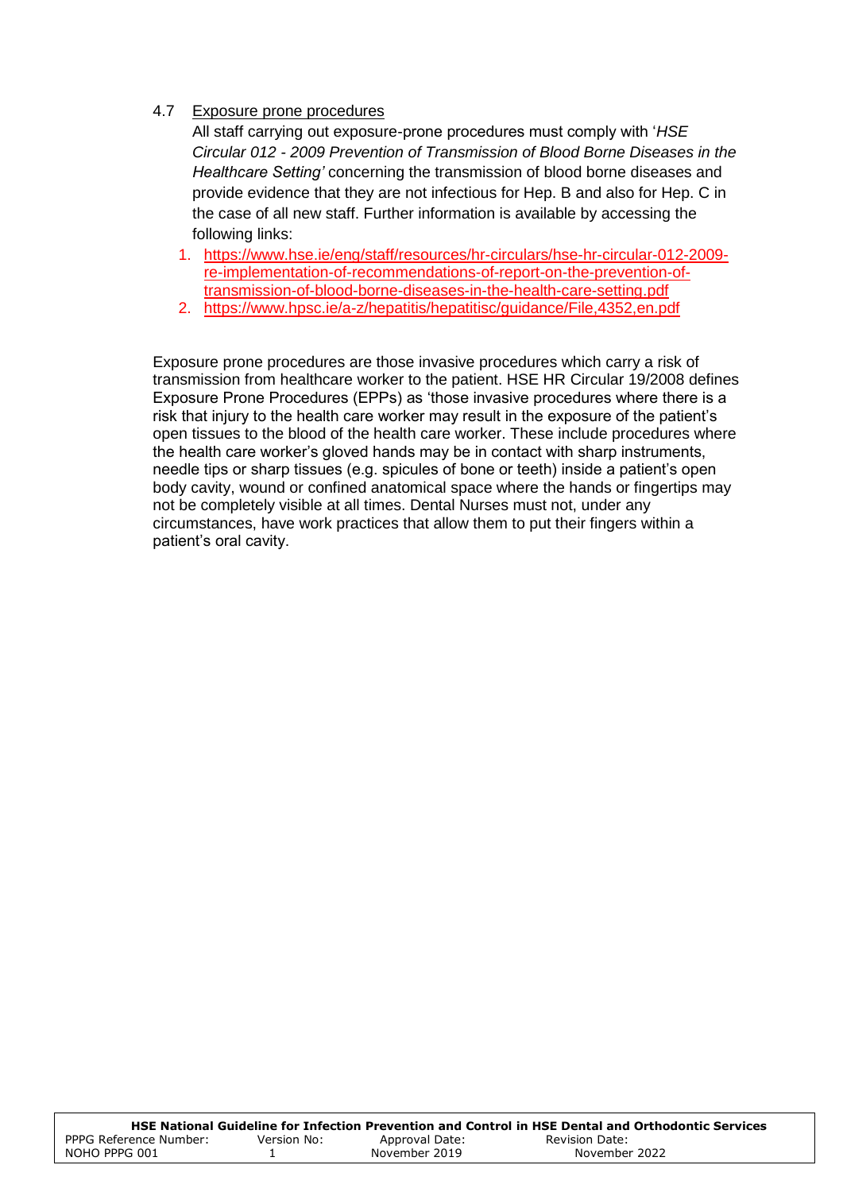### 4.7 Exposure prone procedures

All staff carrying out exposure-prone procedures must comply with '*HSE Circular 012 - 2009 Prevention of Transmission of Blood Borne Diseases in the Healthcare Setting'* concerning the transmission of blood borne diseases and provide evidence that they are not infectious for Hep. B and also for Hep. C in the case of all new staff. Further information is available by accessing the following links:

1. https://www.hse.ie/eng/staff/resources/hr-circulars/hse-hr-circular-012-2009-re-implementation-of-recommendations-of-report-on-the-prevention-of-transmission-of-blood-borne-diseases-in-the-health-care-setting.pdf
2. https://www.hpsc.ie/a-z/hepatitis/hepatitisc/guidance/File,4352,en.pdf

Exposure prone procedures are those invasive procedures which carry a risk of transmission from healthcare worker to the patient. HSE HR Circular 19/2008 defines Exposure Prone Procedures (EPPs) as 'those invasive procedures where there is a risk that injury to the health care worker may result in the exposure of the patient's open tissues to the blood of the health care worker. These include procedures where the health care worker's gloved hands may be in contact with sharp instruments, needle tips or sharp tissues (e.g. spicules of bone or teeth) inside a patient's open body cavity, wound or confined anatomical space where the hands or fingertips may not be completely visible at all times. Dental Nurses must not, under any circumstances, have work practices that allow them to put their fingers within a patient's oral cavity.